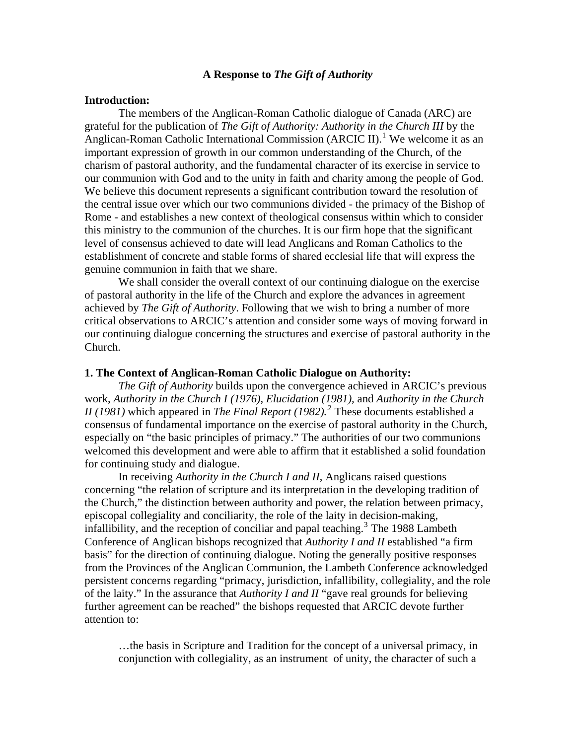# A Response to *The Gift of Authority*

## Introduction:

The members of the Anglican-Roman Catholic dialogue of Canada (ARC) are grateful for the publication of *The Gift of Authority: Authority in the Church III* by the Anglican-Roman Catholic International Commission (ARCIC II).[1] We welcome it as an important expression of growth in our common understanding of the Church, of the charism of pastoral authority, and the fundamental character of its exercise in service to our communion with God and to the unity in faith and charity among the people of God. We believe this document represents a significant contribution toward the resolution of the central issue over which our two communions divided - the primacy of the Bishop of Rome - and establishes a new context of theological consensus within which to consider this ministry to the communion of the churches. It is our firm hope that the significant level of consensus achieved to date will lead Anglicans and Roman Catholics to the establishment of concrete and stable forms of shared ecclesial life that will express the genuine communion in faith that we share.

We shall consider the overall context of our continuing dialogue on the exercise of pastoral authority in the life of the Church and explore the advances in agreement achieved by *The Gift of Authority*. Following that we wish to bring a number of more critical observations to ARCIC's attention and consider some ways of moving forward in our continuing dialogue concerning the structures and exercise of pastoral authority in the Church.

## 1. The Context of Anglican-Roman Catholic Dialogue on Authority:

*The Gift of Authority* builds upon the convergence achieved in ARCIC's previous work, *Authority in the Church I (1976), Elucidation (1981),* and *Authority in the Church II (1981)* which appeared in *The Final Report (1982).*[2] These documents established a consensus of fundamental importance on the exercise of pastoral authority in the Church, especially on "the basic principles of primacy." The authorities of our two communions welcomed this development and were able to affirm that it established a solid foundation for continuing study and dialogue.

In receiving *Authority in the Church I and II*, Anglicans raised questions concerning "the relation of scripture and its interpretation in the developing tradition of the Church," the distinction between authority and power, the relation between primacy, episcopal collegiality and conciliarity, the role of the laity in decision-making, infallibility, and the reception of conciliar and papal teaching.[3] The 1988 Lambeth Conference of Anglican bishops recognized that *Authority I and II* established "a firm basis" for the direction of continuing dialogue. Noting the generally positive responses from the Provinces of the Anglican Communion, the Lambeth Conference acknowledged persistent concerns regarding "primacy, jurisdiction, infallibility, collegiality, and the role of the laity." In the assurance that *Authority I and II* "gave real grounds for believing further agreement can be reached" the bishops requested that ARCIC devote further attention to:

> …the basis in Scripture and Tradition for the concept of a universal primacy, in conjunction with collegiality, as an instrument of unity, the character of such a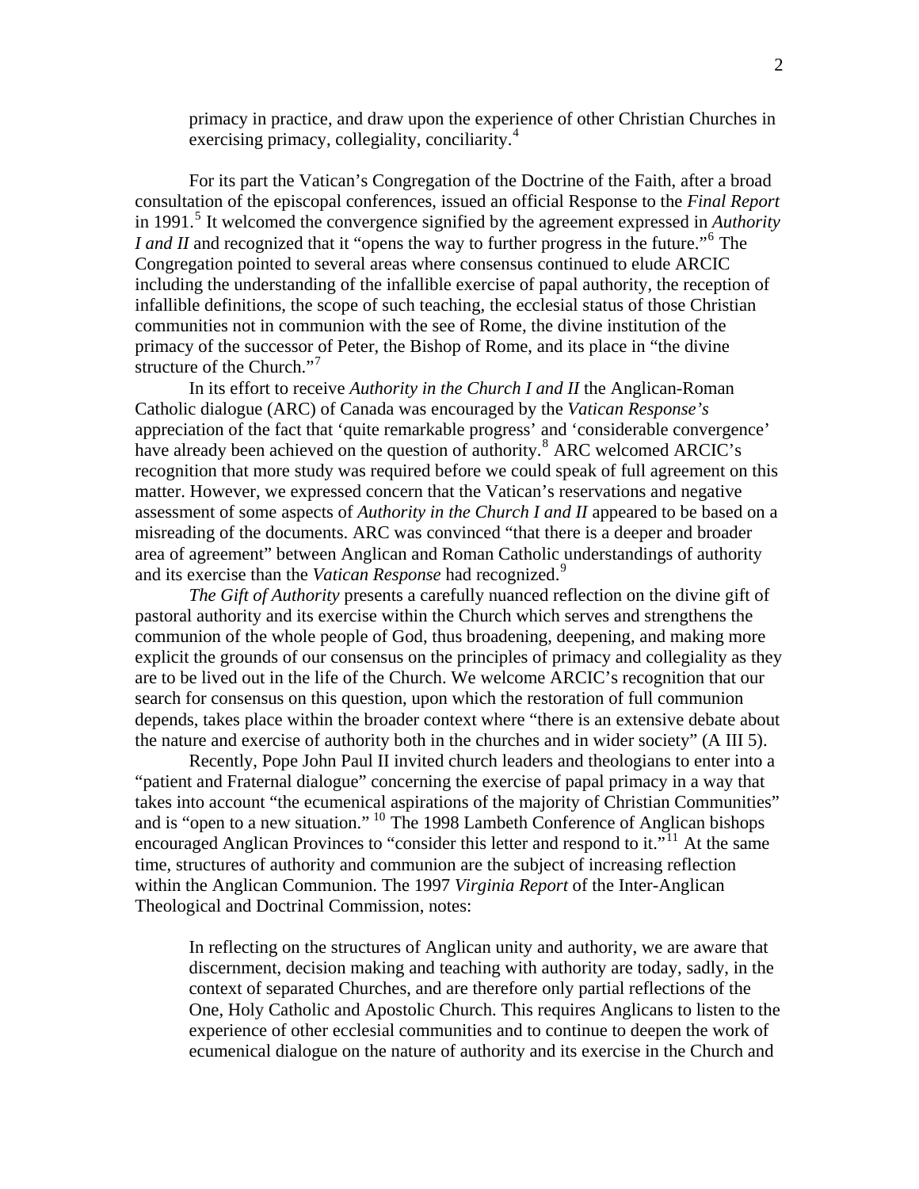> primacy in practice, and draw upon the experience of other Christian Churches in exercising primacy, collegiality, conciliarity.[4]

For its part the Vatican's Congregation of the Doctrine of the Faith, after a broad consultation of the episcopal conferences, issued an official Response to the *Final Report* in 1991.[5] It welcomed the convergence signified by the agreement expressed in *Authority I and II* and recognized that it "opens the way to further progress in the future."[6] The Congregation pointed to several areas where consensus continued to elude ARCIC including the understanding of the infallible exercise of papal authority, the reception of infallible definitions, the scope of such teaching, the ecclesial status of those Christian communities not in communion with the see of Rome, the divine institution of the primacy of the successor of Peter, the Bishop of Rome, and its place in "the divine structure of the Church."[7]

In its effort to receive *Authority in the Church I and II* the Anglican-Roman Catholic dialogue (ARC) of Canada was encouraged by the *Vatican Response's* appreciation of the fact that 'quite remarkable progress' and 'considerable convergence' have already been achieved on the question of authority.[8] ARC welcomed ARCIC's recognition that more study was required before we could speak of full agreement on this matter. However, we expressed concern that the Vatican's reservations and negative assessment of some aspects of *Authority in the Church I and II* appeared to be based on a misreading of the documents. ARC was convinced "that there is a deeper and broader area of agreement" between Anglican and Roman Catholic understandings of authority and its exercise than the *Vatican Response* had recognized.[9]

*The Gift of Authority* presents a carefully nuanced reflection on the divine gift of pastoral authority and its exercise within the Church which serves and strengthens the communion of the whole people of God, thus broadening, deepening, and making more explicit the grounds of our consensus on the principles of primacy and collegiality as they are to be lived out in the life of the Church. We welcome ARCIC's recognition that our search for consensus on this question, upon which the restoration of full communion depends, takes place within the broader context where "there is an extensive debate about the nature and exercise of authority both in the churches and in wider society" (A III 5).

Recently, Pope John Paul II invited church leaders and theologians to enter into a "patient and Fraternal dialogue" concerning the exercise of papal primacy in a way that takes into account "the ecumenical aspirations of the majority of Christian Communities" and is "open to a new situation." [10] The 1998 Lambeth Conference of Anglican bishops encouraged Anglican Provinces to "consider this letter and respond to it."[11] At the same time, structures of authority and communion are the subject of increasing reflection within the Anglican Communion. The 1997 *Virginia Report* of the Inter-Anglican Theological and Doctrinal Commission, notes:

> In reflecting on the structures of Anglican unity and authority, we are aware that discernment, decision making and teaching with authority are today, sadly, in the context of separated Churches, and are therefore only partial reflections of the One, Holy Catholic and Apostolic Church. This requires Anglicans to listen to the experience of other ecclesial communities and to continue to deepen the work of ecumenical dialogue on the nature of authority and its exercise in the Church and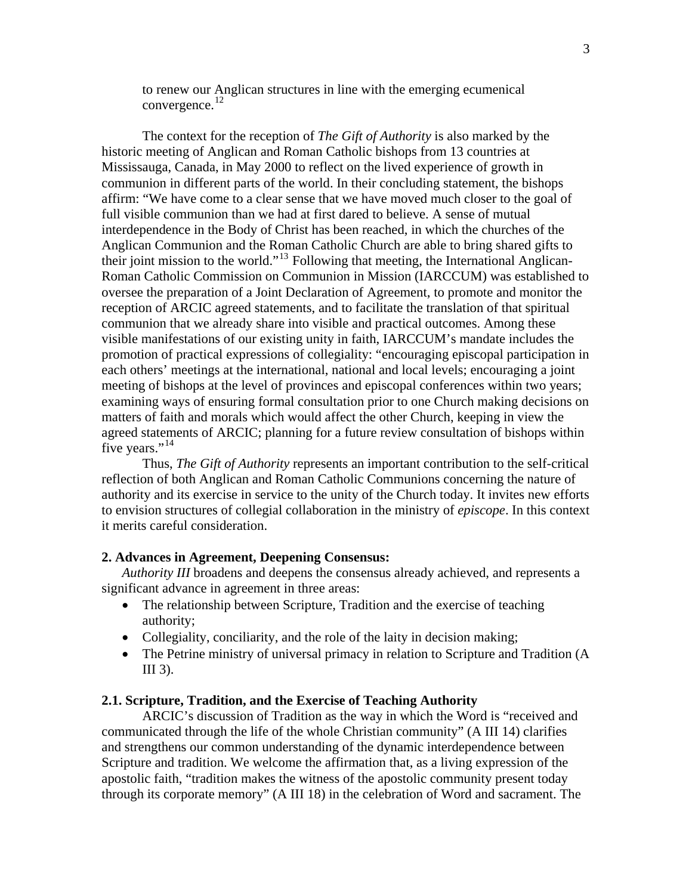to renew our Anglican structures in line with the emerging ecumenical convergence.[12]

The context for the reception of *The Gift of Authority* is also marked by the historic meeting of Anglican and Roman Catholic bishops from 13 countries at Mississauga, Canada, in May 2000 to reflect on the lived experience of growth in communion in different parts of the world. In their concluding statement, the bishops affirm: "We have come to a clear sense that we have moved much closer to the goal of full visible communion than we had at first dared to believe. A sense of mutual interdependence in the Body of Christ has been reached, in which the churches of the Anglican Communion and the Roman Catholic Church are able to bring shared gifts to their joint mission to the world."[13] Following that meeting, the International Anglican-Roman Catholic Commission on Communion in Mission (IARCCUM) was established to oversee the preparation of a Joint Declaration of Agreement, to promote and monitor the reception of ARCIC agreed statements, and to facilitate the translation of that spiritual communion that we already share into visible and practical outcomes. Among these visible manifestations of our existing unity in faith, IARCCUM's mandate includes the promotion of practical expressions of collegiality: "encouraging episcopal participation in each others' meetings at the international, national and local levels; encouraging a joint meeting of bishops at the level of provinces and episcopal conferences within two years; examining ways of ensuring formal consultation prior to one Church making decisions on matters of faith and morals which would affect the other Church, keeping in view the agreed statements of ARCIC; planning for a future review consultation of bishops within five years."[14]

Thus, *The Gift of Authority* represents an important contribution to the self-critical reflection of both Anglican and Roman Catholic Communions concerning the nature of authority and its exercise in service to the unity of the Church today. It invites new efforts to envision structures of collegial collaboration in the ministry of *episcope*. In this context it merits careful consideration.

## 2. Advances in Agreement, Deepening Consensus:

*Authority III* broadens and deepens the consensus already achieved, and represents a significant advance in agreement in three areas:

- The relationship between Scripture, Tradition and the exercise of teaching authority;
- Collegiality, conciliarity, and the role of the laity in decision making;
- The Petrine ministry of universal primacy in relation to Scripture and Tradition (A III 3).

### 2.1. Scripture, Tradition, and the Exercise of Teaching Authority

ARCIC's discussion of Tradition as the way in which the Word is "received and communicated through the life of the whole Christian community" (A III 14) clarifies and strengthens our common understanding of the dynamic interdependence between Scripture and tradition. We welcome the affirmation that, as a living expression of the apostolic faith, "tradition makes the witness of the apostolic community present today through its corporate memory" (A III 18) in the celebration of Word and sacrament. The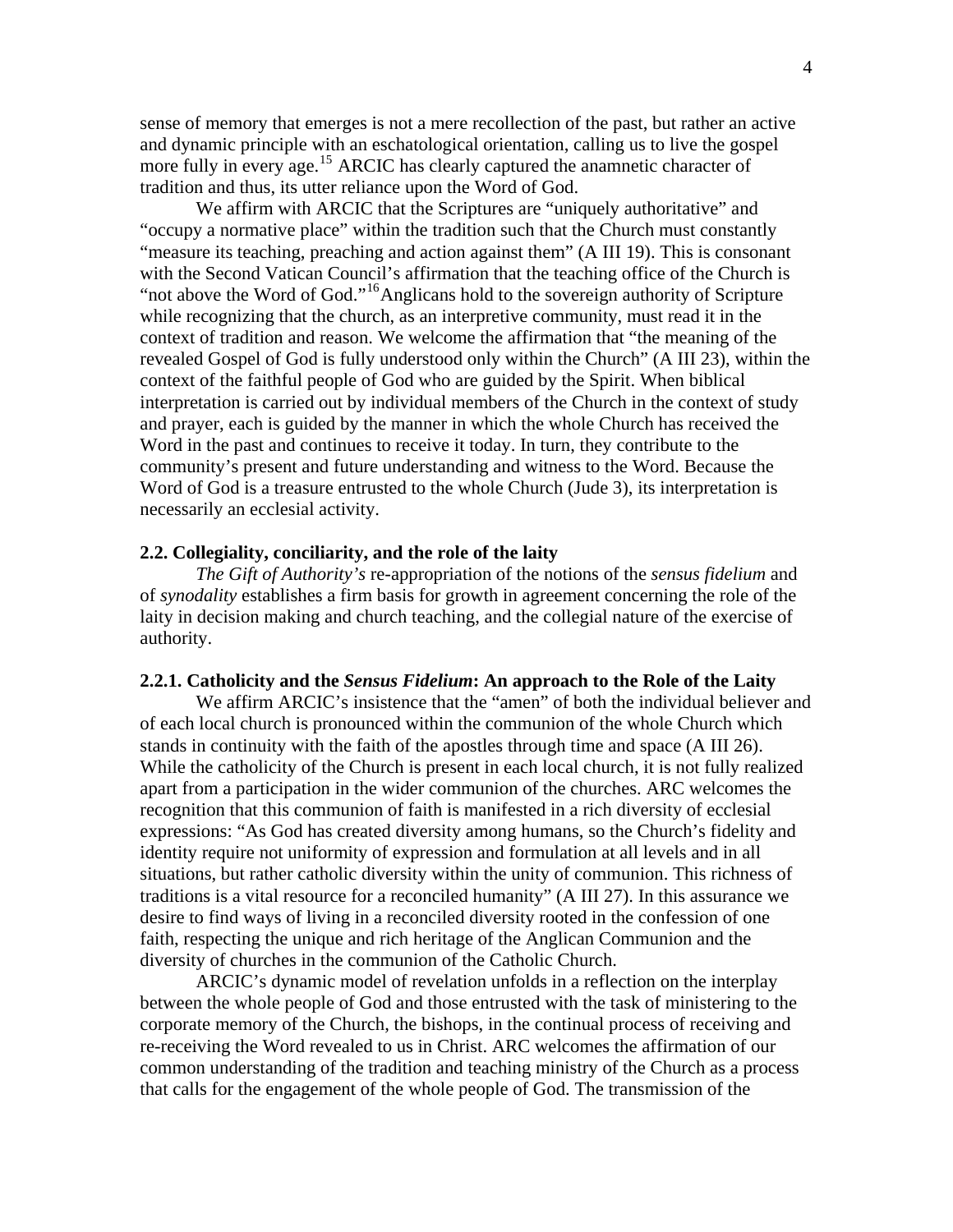sense of memory that emerges is not a mere recollection of the past, but rather an active and dynamic principle with an eschatological orientation, calling us to live the gospel more fully in every age.[15] ARCIC has clearly captured the anamnetic character of tradition and thus, its utter reliance upon the Word of God.

We affirm with ARCIC that the Scriptures are "uniquely authoritative" and "occupy a normative place" within the tradition such that the Church must constantly "measure its teaching, preaching and action against them" (A III 19). This is consonant with the Second Vatican Council's affirmation that the teaching office of the Church is "not above the Word of God."[16] Anglicans hold to the sovereign authority of Scripture while recognizing that the church, as an interpretive community, must read it in the context of tradition and reason. We welcome the affirmation that "the meaning of the revealed Gospel of God is fully understood only within the Church" (A III 23), within the context of the faithful people of God who are guided by the Spirit. When biblical interpretation is carried out by individual members of the Church in the context of study and prayer, each is guided by the manner in which the whole Church has received the Word in the past and continues to receive it today. In turn, they contribute to the community's present and future understanding and witness to the Word. Because the Word of God is a treasure entrusted to the whole Church (Jude 3), its interpretation is necessarily an ecclesial activity.

### 2.2. Collegiality, conciliarity, and the role of the laity

*The Gift of Authority's* re-appropriation of the notions of the *sensus fidelium* and of *synodality* establishes a firm basis for growth in agreement concerning the role of the laity in decision making and church teaching, and the collegial nature of the exercise of authority.

#### 2.2.1. Catholicity and the *Sensus Fidelium*: An approach to the Role of the Laity

We affirm ARCIC's insistence that the "amen" of both the individual believer and of each local church is pronounced within the communion of the whole Church which stands in continuity with the faith of the apostles through time and space (A III 26). While the catholicity of the Church is present in each local church, it is not fully realized apart from a participation in the wider communion of the churches. ARC welcomes the recognition that this communion of faith is manifested in a rich diversity of ecclesial expressions: "As God has created diversity among humans, so the Church's fidelity and identity require not uniformity of expression and formulation at all levels and in all situations, but rather catholic diversity within the unity of communion. This richness of traditions is a vital resource for a reconciled humanity" (A III 27). In this assurance we desire to find ways of living in a reconciled diversity rooted in the confession of one faith, respecting the unique and rich heritage of the Anglican Communion and the diversity of churches in the communion of the Catholic Church.

ARCIC's dynamic model of revelation unfolds in a reflection on the interplay between the whole people of God and those entrusted with the task of ministering to the corporate memory of the Church, the bishops, in the continual process of receiving and re-receiving the Word revealed to us in Christ. ARC welcomes the affirmation of our common understanding of the tradition and teaching ministry of the Church as a process that calls for the engagement of the whole people of God. The transmission of the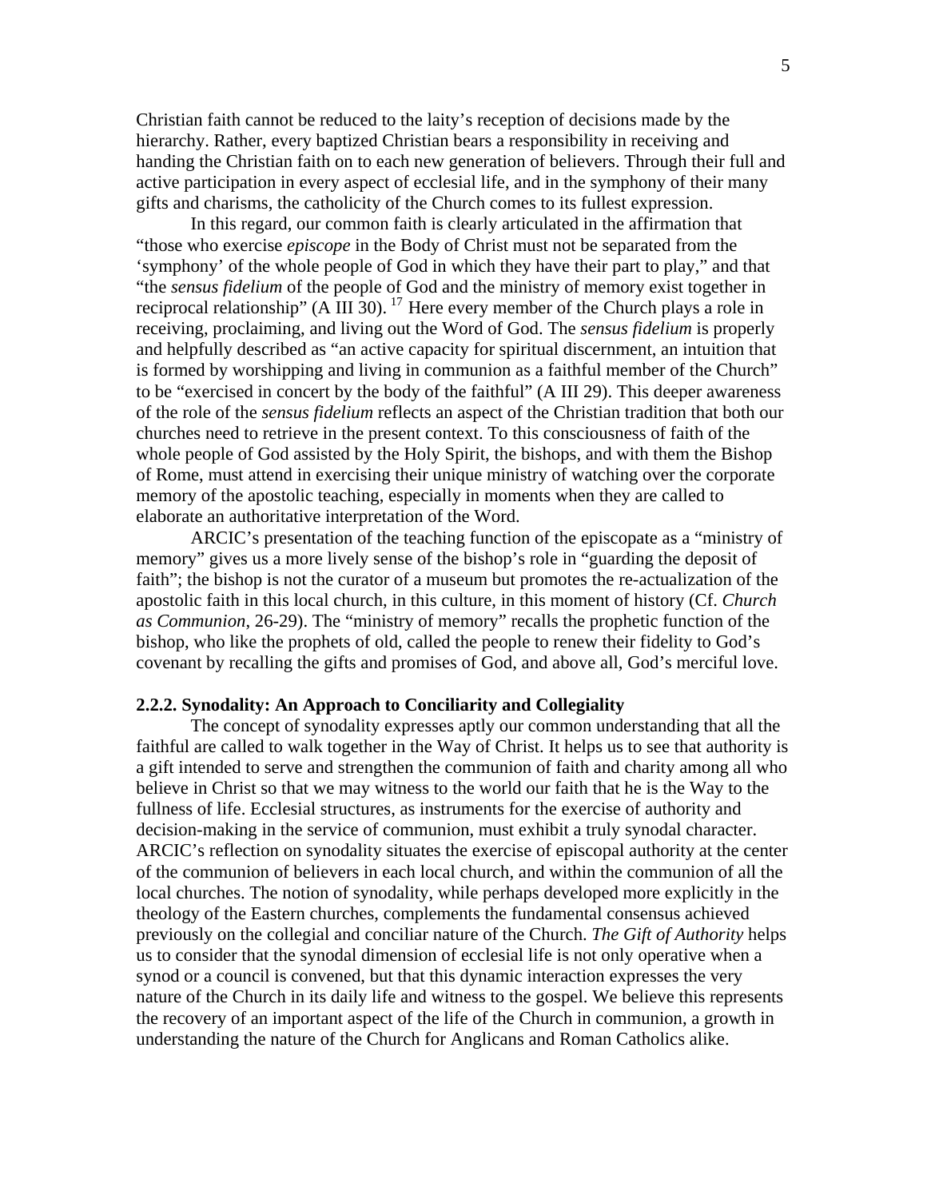Christian faith cannot be reduced to the laity's reception of decisions made by the hierarchy. Rather, every baptized Christian bears a responsibility in receiving and handing the Christian faith on to each new generation of believers. Through their full and active participation in every aspect of ecclesial life, and in the symphony of their many gifts and charisms, the catholicity of the Church comes to its fullest expression.

In this regard, our common faith is clearly articulated in the affirmation that "those who exercise *episcope* in the Body of Christ must not be separated from the 'symphony' of the whole people of God in which they have their part to play," and that "the *sensus fidelium* of the people of God and the ministry of memory exist together in reciprocal relationship" (A III 30). [17] Here every member of the Church plays a role in receiving, proclaiming, and living out the Word of God. The *sensus fidelium* is properly and helpfully described as "an active capacity for spiritual discernment, an intuition that is formed by worshipping and living in communion as a faithful member of the Church" to be "exercised in concert by the body of the faithful" (A III 29). This deeper awareness of the role of the *sensus fidelium* reflects an aspect of the Christian tradition that both our churches need to retrieve in the present context. To this consciousness of faith of the whole people of God assisted by the Holy Spirit, the bishops, and with them the Bishop of Rome, must attend in exercising their unique ministry of watching over the corporate memory of the apostolic teaching, especially in moments when they are called to elaborate an authoritative interpretation of the Word.

ARCIC's presentation of the teaching function of the episcopate as a "ministry of memory" gives us a more lively sense of the bishop's role in "guarding the deposit of faith"; the bishop is not the curator of a museum but promotes the re-actualization of the apostolic faith in this local church, in this culture, in this moment of history (Cf. *Church as Communion*, 26-29). The "ministry of memory" recalls the prophetic function of the bishop, who like the prophets of old, called the people to renew their fidelity to God's covenant by recalling the gifts and promises of God, and above all, God's merciful love.

### 2.2.2. Synodality: An Approach to Conciliarity and Collegiality

The concept of synodality expresses aptly our common understanding that all the faithful are called to walk together in the Way of Christ. It helps us to see that authority is a gift intended to serve and strengthen the communion of faith and charity among all who believe in Christ so that we may witness to the world our faith that he is the Way to the fullness of life. Ecclesial structures, as instruments for the exercise of authority and decision-making in the service of communion, must exhibit a truly synodal character. ARCIC's reflection on synodality situates the exercise of episcopal authority at the center of the communion of believers in each local church, and within the communion of all the local churches. The notion of synodality, while perhaps developed more explicitly in the theology of the Eastern churches, complements the fundamental consensus achieved previously on the collegial and conciliar nature of the Church. *The Gift of Authority* helps us to consider that the synodal dimension of ecclesial life is not only operative when a synod or a council is convened, but that this dynamic interaction expresses the very nature of the Church in its daily life and witness to the gospel. We believe this represents the recovery of an important aspect of the life of the Church in communion, a growth in understanding the nature of the Church for Anglicans and Roman Catholics alike.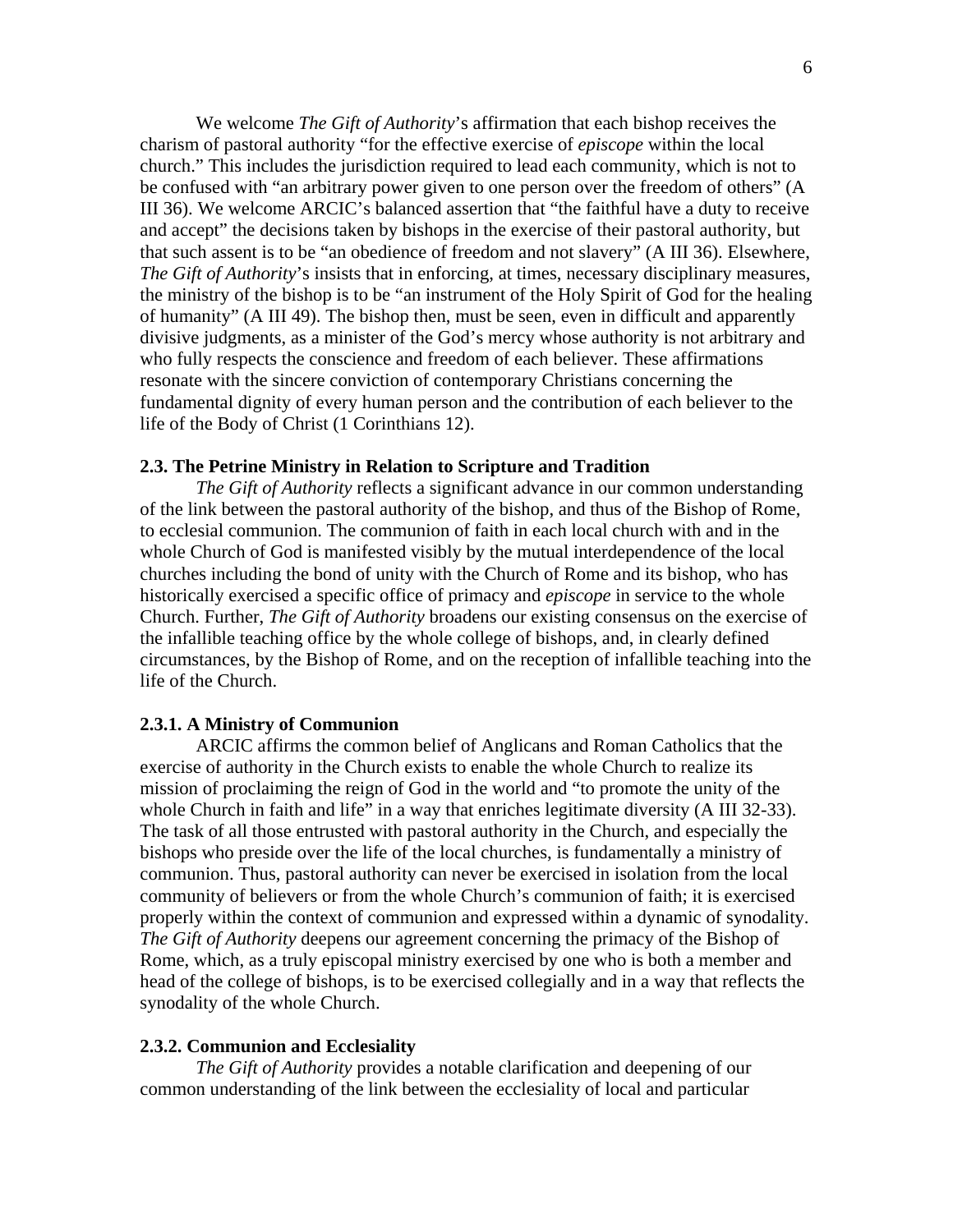We welcome *The Gift of Authority*'s affirmation that each bishop receives the charism of pastoral authority "for the effective exercise of *episcope* within the local church." This includes the jurisdiction required to lead each community, which is not to be confused with "an arbitrary power given to one person over the freedom of others" (A III 36). We welcome ARCIC's balanced assertion that "the faithful have a duty to receive and accept" the decisions taken by bishops in the exercise of their pastoral authority, but that such assent is to be "an obedience of freedom and not slavery" (A III 36). Elsewhere, *The Gift of Authority*'s insists that in enforcing, at times, necessary disciplinary measures, the ministry of the bishop is to be "an instrument of the Holy Spirit of God for the healing of humanity" (A III 49). The bishop then, must be seen, even in difficult and apparently divisive judgments, as a minister of the God's mercy whose authority is not arbitrary and who fully respects the conscience and freedom of each believer. These affirmations resonate with the sincere conviction of contemporary Christians concerning the fundamental dignity of every human person and the contribution of each believer to the life of the Body of Christ (1 Corinthians 12).

### 2.3. The Petrine Ministry in Relation to Scripture and Tradition

*The Gift of Authority* reflects a significant advance in our common understanding of the link between the pastoral authority of the bishop, and thus of the Bishop of Rome, to ecclesial communion. The communion of faith in each local church with and in the whole Church of God is manifested visibly by the mutual interdependence of the local churches including the bond of unity with the Church of Rome and its bishop, who has historically exercised a specific office of primacy and *episcope* in service to the whole Church. Further, *The Gift of Authority* broadens our existing consensus on the exercise of the infallible teaching office by the whole college of bishops, and, in clearly defined circumstances, by the Bishop of Rome, and on the reception of infallible teaching into the life of the Church.

#### 2.3.1. A Ministry of Communion

ARCIC affirms the common belief of Anglicans and Roman Catholics that the exercise of authority in the Church exists to enable the whole Church to realize its mission of proclaiming the reign of God in the world and "to promote the unity of the whole Church in faith and life" in a way that enriches legitimate diversity (A III 32-33). The task of all those entrusted with pastoral authority in the Church, and especially the bishops who preside over the life of the local churches, is fundamentally a ministry of communion. Thus, pastoral authority can never be exercised in isolation from the local community of believers or from the whole Church's communion of faith; it is exercised properly within the context of communion and expressed within a dynamic of synodality. *The Gift of Authority* deepens our agreement concerning the primacy of the Bishop of Rome, which, as a truly episcopal ministry exercised by one who is both a member and head of the college of bishops, is to be exercised collegially and in a way that reflects the synodality of the whole Church.

#### 2.3.2. Communion and Ecclesiality

*The Gift of Authority* provides a notable clarification and deepening of our common understanding of the link between the ecclesiality of local and particular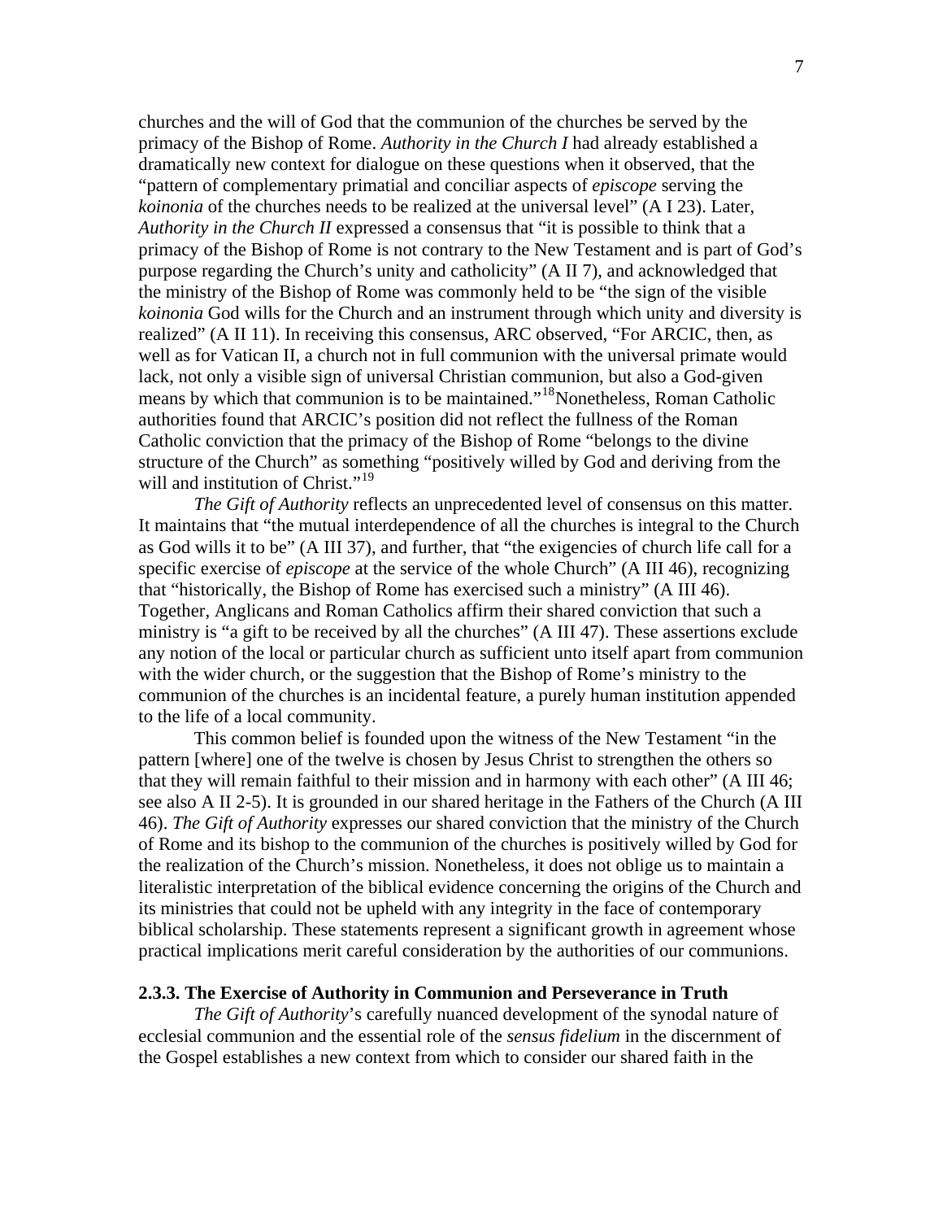churches and the will of God that the communion of the churches be served by the primacy of the Bishop of Rome. *Authority in the Church I* had already established a dramatically new context for dialogue on these questions when it observed, that the "pattern of complementary primatial and conciliar aspects of *episcope* serving the *koinonia* of the churches needs to be realized at the universal level" (A I 23). Later, *Authority in the Church II* expressed a consensus that "it is possible to think that a primacy of the Bishop of Rome is not contrary to the New Testament and is part of God's purpose regarding the Church's unity and catholicity" (A II 7), and acknowledged that the ministry of the Bishop of Rome was commonly held to be "the sign of the visible *koinonia* God wills for the Church and an instrument through which unity and diversity is realized" (A II 11). In receiving this consensus, ARC observed, "For ARCIC, then, as well as for Vatican II, a church not in full communion with the universal primate would lack, not only a visible sign of universal Christian communion, but also a God-given means by which that communion is to be maintained."[18] Nonetheless, Roman Catholic authorities found that ARCIC's position did not reflect the fullness of the Roman Catholic conviction that the primacy of the Bishop of Rome "belongs to the divine structure of the Church" as something "positively willed by God and deriving from the will and institution of Christ."[19]

*The Gift of Authority* reflects an unprecedented level of consensus on this matter. It maintains that "the mutual interdependence of all the churches is integral to the Church as God wills it to be" (A III 37), and further, that "the exigencies of church life call for a specific exercise of *episcope* at the service of the whole Church" (A III 46), recognizing that "historically, the Bishop of Rome has exercised such a ministry" (A III 46). Together, Anglicans and Roman Catholics affirm their shared conviction that such a ministry is "a gift to be received by all the churches" (A III 47). These assertions exclude any notion of the local or particular church as sufficient unto itself apart from communion with the wider church, or the suggestion that the Bishop of Rome's ministry to the communion of the churches is an incidental feature, a purely human institution appended to the life of a local community.

This common belief is founded upon the witness of the New Testament "in the pattern [where] one of the twelve is chosen by Jesus Christ to strengthen the others so that they will remain faithful to their mission and in harmony with each other" (A III 46; see also A II 2-5). It is grounded in our shared heritage in the Fathers of the Church (A III 46). *The Gift of Authority* expresses our shared conviction that the ministry of the Church of Rome and its bishop to the communion of the churches is positively willed by God for the realization of the Church's mission. Nonetheless, it does not oblige us to maintain a literalistic interpretation of the biblical evidence concerning the origins of the Church and its ministries that could not be upheld with any integrity in the face of contemporary biblical scholarship. These statements represent a significant growth in agreement whose practical implications merit careful consideration by the authorities of our communions.

### 2.3.3. The Exercise of Authority in Communion and Perseverance in Truth

*The Gift of Authority*'s carefully nuanced development of the synodal nature of ecclesial communion and the essential role of the *sensus fidelium* in the discernment of the Gospel establishes a new context from which to consider our shared faith in the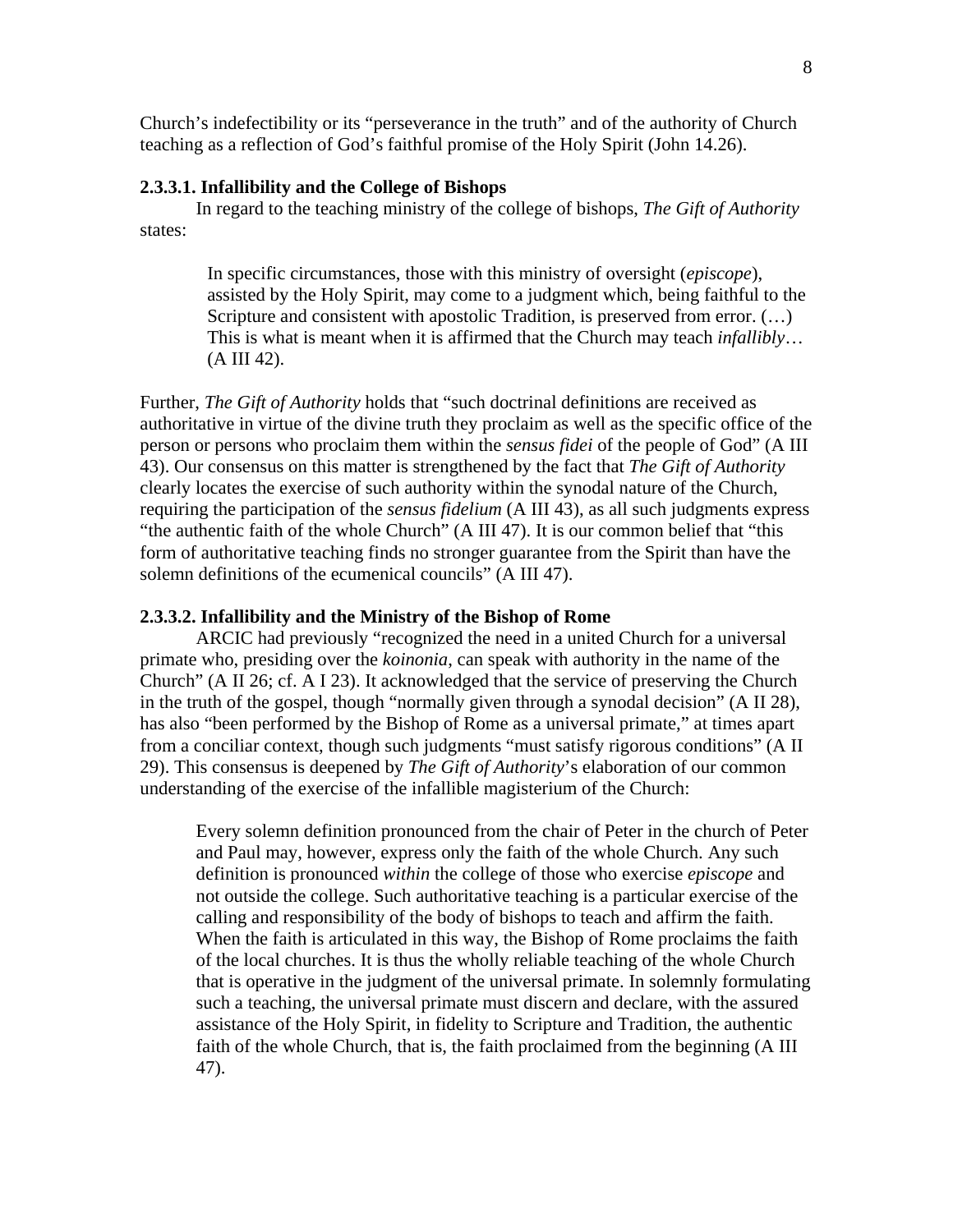Church's indefectibility or its "perseverance in the truth" and of the authority of Church teaching as a reflection of God's faithful promise of the Holy Spirit (John 14.26).

**2.3.3.1. Infallibility and the College of Bishops**

In regard to the teaching ministry of the college of bishops, *The Gift of Authority* states:

> In specific circumstances, those with this ministry of oversight (*episcope*), assisted by the Holy Spirit, may come to a judgment which, being faithful to the Scripture and consistent with apostolic Tradition, is preserved from error. (…) This is what is meant when it is affirmed that the Church may teach *infallibly*… (A III 42).

Further, *The Gift of Authority* holds that "such doctrinal definitions are received as authoritative in virtue of the divine truth they proclaim as well as the specific office of the person or persons who proclaim them within the *sensus fidei* of the people of God" (A III 43). Our consensus on this matter is strengthened by the fact that *The Gift of Authority* clearly locates the exercise of such authority within the synodal nature of the Church, requiring the participation of the *sensus fidelium* (A III 43), as all such judgments express "the authentic faith of the whole Church" (A III 47). It is our common belief that "this form of authoritative teaching finds no stronger guarantee from the Spirit than have the solemn definitions of the ecumenical councils" (A III 47).

**2.3.3.2. Infallibility and the Ministry of the Bishop of Rome**

ARCIC had previously "recognized the need in a united Church for a universal primate who, presiding over the *koinonia*, can speak with authority in the name of the Church" (A II 26; cf. A I 23). It acknowledged that the service of preserving the Church in the truth of the gospel, though "normally given through a synodal decision" (A II 28), has also "been performed by the Bishop of Rome as a universal primate," at times apart from a conciliar context, though such judgments "must satisfy rigorous conditions" (A II 29). This consensus is deepened by *The Gift of Authority*'s elaboration of our common understanding of the exercise of the infallible magisterium of the Church:

> Every solemn definition pronounced from the chair of Peter in the church of Peter and Paul may, however, express only the faith of the whole Church. Any such definition is pronounced *within* the college of those who exercise *episcope* and not outside the college. Such authoritative teaching is a particular exercise of the calling and responsibility of the body of bishops to teach and affirm the faith. When the faith is articulated in this way, the Bishop of Rome proclaims the faith of the local churches. It is thus the wholly reliable teaching of the whole Church that is operative in the judgment of the universal primate. In solemnly formulating such a teaching, the universal primate must discern and declare, with the assured assistance of the Holy Spirit, in fidelity to Scripture and Tradition, the authentic faith of the whole Church, that is, the faith proclaimed from the beginning (A III 47).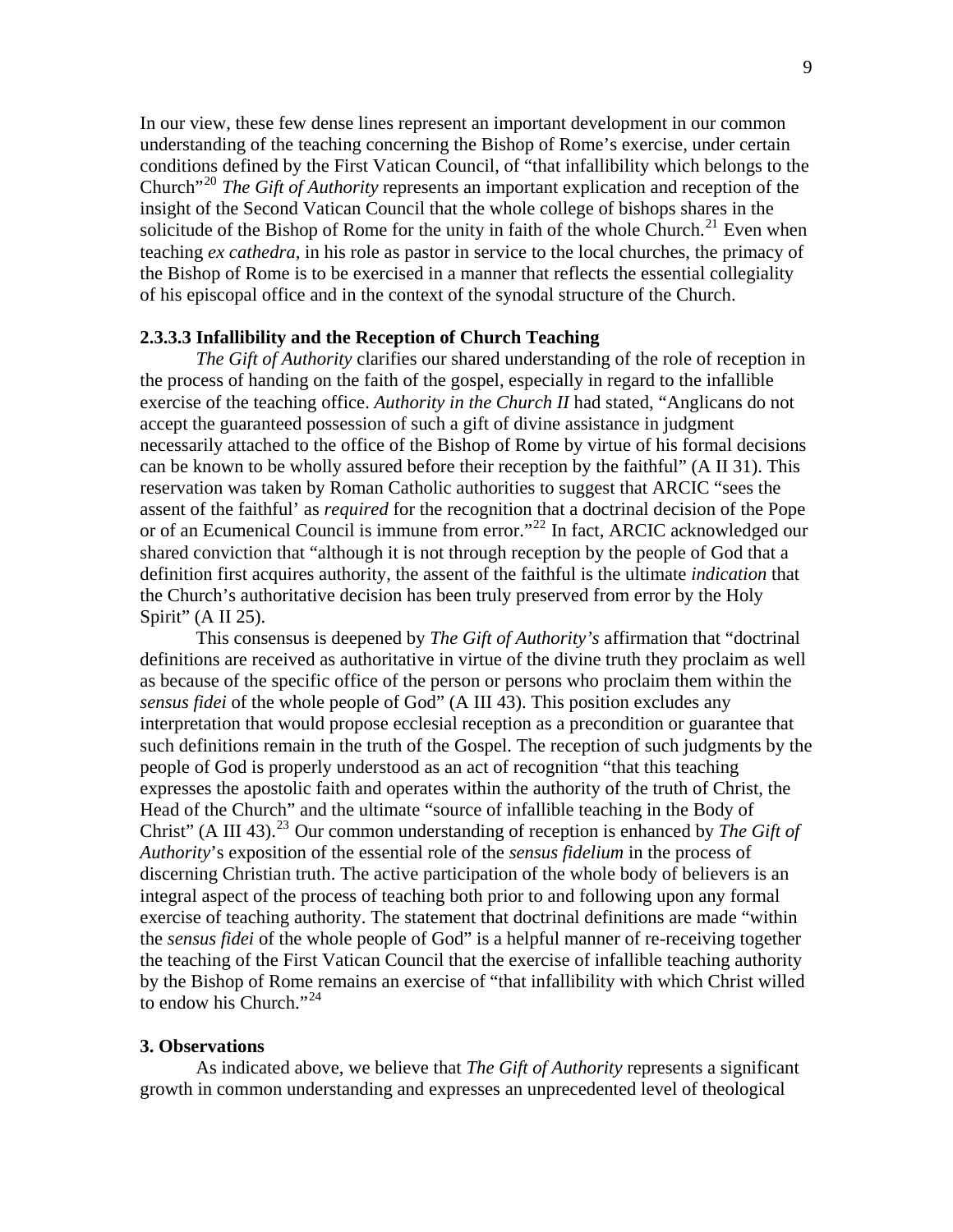In our view, these few dense lines represent an important development in our common understanding of the teaching concerning the Bishop of Rome's exercise, under certain conditions defined by the First Vatican Council, of "that infallibility which belongs to the Church"[20] *The Gift of Authority* represents an important explication and reception of the insight of the Second Vatican Council that the whole college of bishops shares in the solicitude of the Bishop of Rome for the unity in faith of the whole Church.[21] Even when teaching *ex cathedra*, in his role as pastor in service to the local churches, the primacy of the Bishop of Rome is to be exercised in a manner that reflects the essential collegiality of his episcopal office and in the context of the synodal structure of the Church.

**2.3.3.3 Infallibility and the Reception of Church Teaching**

*The Gift of Authority* clarifies our shared understanding of the role of reception in the process of handing on the faith of the gospel, especially in regard to the infallible exercise of the teaching office. *Authority in the Church II* had stated, "Anglicans do not accept the guaranteed possession of such a gift of divine assistance in judgment necessarily attached to the office of the Bishop of Rome by virtue of his formal decisions can be known to be wholly assured before their reception by the faithful" (A II 31). This reservation was taken by Roman Catholic authorities to suggest that ARCIC "sees the assent of the faithful' as *required* for the recognition that a doctrinal decision of the Pope or of an Ecumenical Council is immune from error."[22] In fact, ARCIC acknowledged our shared conviction that "although it is not through reception by the people of God that a definition first acquires authority, the assent of the faithful is the ultimate *indication* that the Church's authoritative decision has been truly preserved from error by the Holy Spirit" (A II 25).

This consensus is deepened by *The Gift of Authority's* affirmation that "doctrinal definitions are received as authoritative in virtue of the divine truth they proclaim as well as because of the specific office of the person or persons who proclaim them within the *sensus fidei* of the whole people of God" (A III 43). This position excludes any interpretation that would propose ecclesial reception as a precondition or guarantee that such definitions remain in the truth of the Gospel. The reception of such judgments by the people of God is properly understood as an act of recognition "that this teaching expresses the apostolic faith and operates within the authority of the truth of Christ, the Head of the Church" and the ultimate "source of infallible teaching in the Body of Christ" (A III 43).[23] Our common understanding of reception is enhanced by *The Gift of Authority*'s exposition of the essential role of the *sensus fidelium* in the process of discerning Christian truth. The active participation of the whole body of believers is an integral aspect of the process of teaching both prior to and following upon any formal exercise of teaching authority. The statement that doctrinal definitions are made "within the *sensus fidei* of the whole people of God" is a helpful manner of re-receiving together the teaching of the First Vatican Council that the exercise of infallible teaching authority by the Bishop of Rome remains an exercise of "that infallibility with which Christ willed to endow his Church."[24]

## 3. Observations

As indicated above, we believe that *The Gift of Authority* represents a significant growth in common understanding and expresses an unprecedented level of theological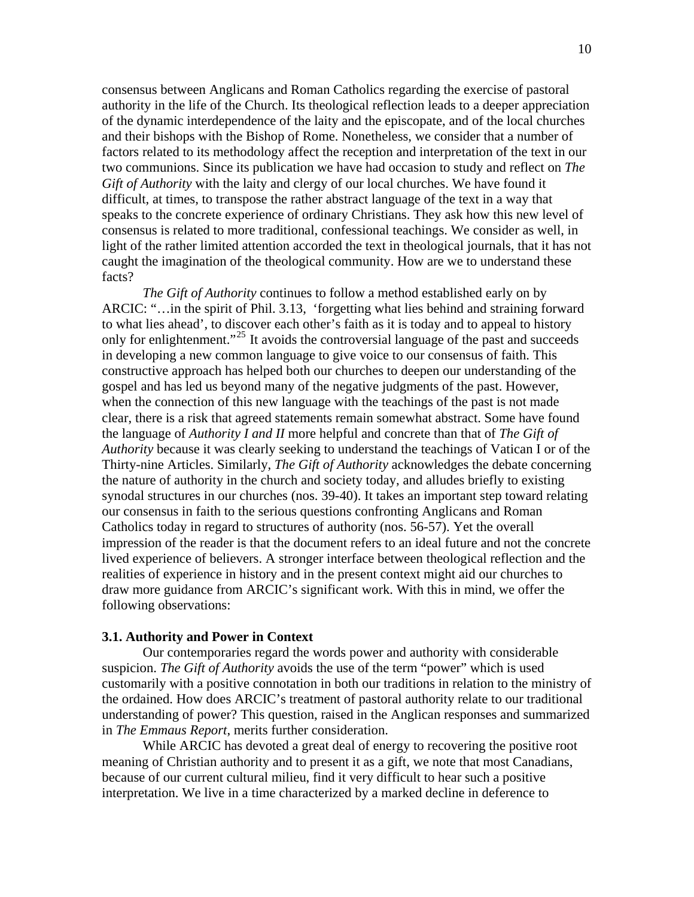consensus between Anglicans and Roman Catholics regarding the exercise of pastoral authority in the life of the Church. Its theological reflection leads to a deeper appreciation of the dynamic interdependence of the laity and the episcopate, and of the local churches and their bishops with the Bishop of Rome. Nonetheless, we consider that a number of factors related to its methodology affect the reception and interpretation of the text in our two communions. Since its publication we have had occasion to study and reflect on *The Gift of Authority* with the laity and clergy of our local churches. We have found it difficult, at times, to transpose the rather abstract language of the text in a way that speaks to the concrete experience of ordinary Christians. They ask how this new level of consensus is related to more traditional, confessional teachings. We consider as well, in light of the rather limited attention accorded the text in theological journals, that it has not caught the imagination of the theological community. How are we to understand these facts?

*The Gift of Authority* continues to follow a method established early on by ARCIC: "…in the spirit of Phil. 3.13, 'forgetting what lies behind and straining forward to what lies ahead', to discover each other's faith as it is today and to appeal to history only for enlightenment."[25] It avoids the controversial language of the past and succeeds in developing a new common language to give voice to our consensus of faith. This constructive approach has helped both our churches to deepen our understanding of the gospel and has led us beyond many of the negative judgments of the past. However, when the connection of this new language with the teachings of the past is not made clear, there is a risk that agreed statements remain somewhat abstract. Some have found the language of *Authority I and II* more helpful and concrete than that of *The Gift of Authority* because it was clearly seeking to understand the teachings of Vatican I or of the Thirty-nine Articles. Similarly, *The Gift of Authority* acknowledges the debate concerning the nature of authority in the church and society today, and alludes briefly to existing synodal structures in our churches (nos. 39-40). It takes an important step toward relating our consensus in faith to the serious questions confronting Anglicans and Roman Catholics today in regard to structures of authority (nos. 56-57). Yet the overall impression of the reader is that the document refers to an ideal future and not the concrete lived experience of believers. A stronger interface between theological reflection and the realities of experience in history and in the present context might aid our churches to draw more guidance from ARCIC's significant work. With this in mind, we offer the following observations:

### 3.1. Authority and Power in Context

Our contemporaries regard the words power and authority with considerable suspicion. *The Gift of Authority* avoids the use of the term "power" which is used customarily with a positive connotation in both our traditions in relation to the ministry of the ordained. How does ARCIC's treatment of pastoral authority relate to our traditional understanding of power? This question, raised in the Anglican responses and summarized in *The Emmaus Report*, merits further consideration.

While ARCIC has devoted a great deal of energy to recovering the positive root meaning of Christian authority and to present it as a gift, we note that most Canadians, because of our current cultural milieu, find it very difficult to hear such a positive interpretation. We live in a time characterized by a marked decline in deference to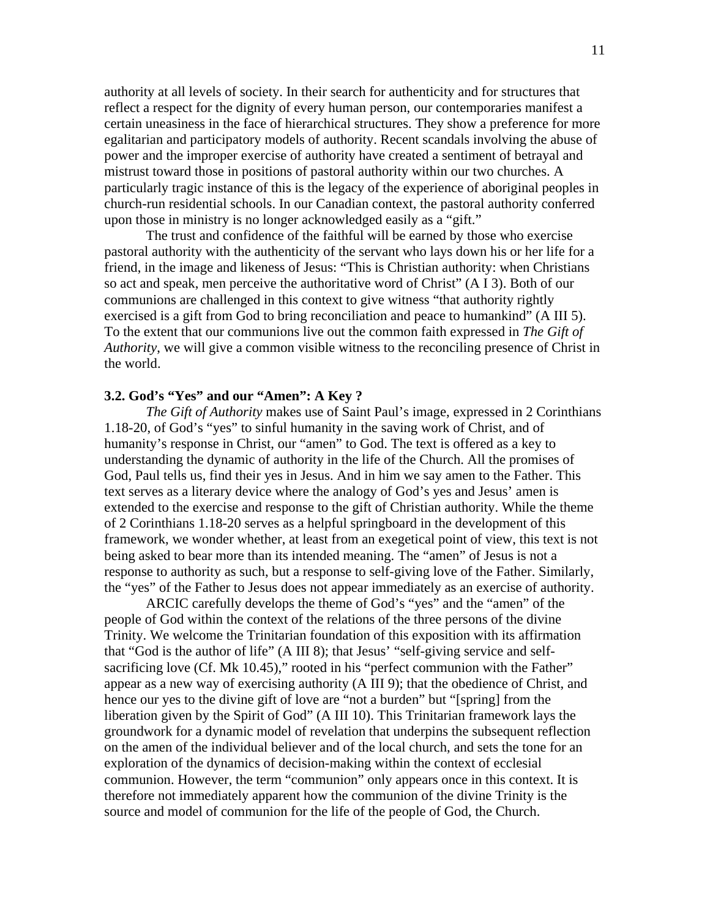authority at all levels of society. In their search for authenticity and for structures that reflect a respect for the dignity of every human person, our contemporaries manifest a certain uneasiness in the face of hierarchical structures. They show a preference for more egalitarian and participatory models of authority. Recent scandals involving the abuse of power and the improper exercise of authority have created a sentiment of betrayal and mistrust toward those in positions of pastoral authority within our two churches. A particularly tragic instance of this is the legacy of the experience of aboriginal peoples in church-run residential schools. In our Canadian context, the pastoral authority conferred upon those in ministry is no longer acknowledged easily as a "gift."

The trust and confidence of the faithful will be earned by those who exercise pastoral authority with the authenticity of the servant who lays down his or her life for a friend, in the image and likeness of Jesus: "This is Christian authority: when Christians so act and speak, men perceive the authoritative word of Christ" (A I 3). Both of our communions are challenged in this context to give witness "that authority rightly exercised is a gift from God to bring reconciliation and peace to humankind" (A III 5). To the extent that our communions live out the common faith expressed in *The Gift of Authority*, we will give a common visible witness to the reconciling presence of Christ in the world.

### 3.2. God's "Yes" and our "Amen": A Key ?

*The Gift of Authority* makes use of Saint Paul's image, expressed in 2 Corinthians 1.18-20, of God's "yes" to sinful humanity in the saving work of Christ, and of humanity's response in Christ, our "amen" to God. The text is offered as a key to understanding the dynamic of authority in the life of the Church. All the promises of God, Paul tells us, find their yes in Jesus. And in him we say amen to the Father. This text serves as a literary device where the analogy of God's yes and Jesus' amen is extended to the exercise and response to the gift of Christian authority. While the theme of 2 Corinthians 1.18-20 serves as a helpful springboard in the development of this framework, we wonder whether, at least from an exegetical point of view, this text is not being asked to bear more than its intended meaning. The "amen" of Jesus is not a response to authority as such, but a response to self-giving love of the Father. Similarly, the "yes" of the Father to Jesus does not appear immediately as an exercise of authority.

ARCIC carefully develops the theme of God's "yes" and the "amen" of the people of God within the context of the relations of the three persons of the divine Trinity. We welcome the Trinitarian foundation of this exposition with its affirmation that "God is the author of life" (A III 8); that Jesus' "self-giving service and self-sacrificing love (Cf. Mk 10.45)," rooted in his "perfect communion with the Father" appear as a new way of exercising authority (A III 9); that the obedience of Christ, and hence our yes to the divine gift of love are "not a burden" but "[spring] from the liberation given by the Spirit of God" (A III 10). This Trinitarian framework lays the groundwork for a dynamic model of revelation that underpins the subsequent reflection on the amen of the individual believer and of the local church, and sets the tone for an exploration of the dynamics of decision-making within the context of ecclesial communion. However, the term "communion" only appears once in this context. It is therefore not immediately apparent how the communion of the divine Trinity is the source and model of communion for the life of the people of God, the Church.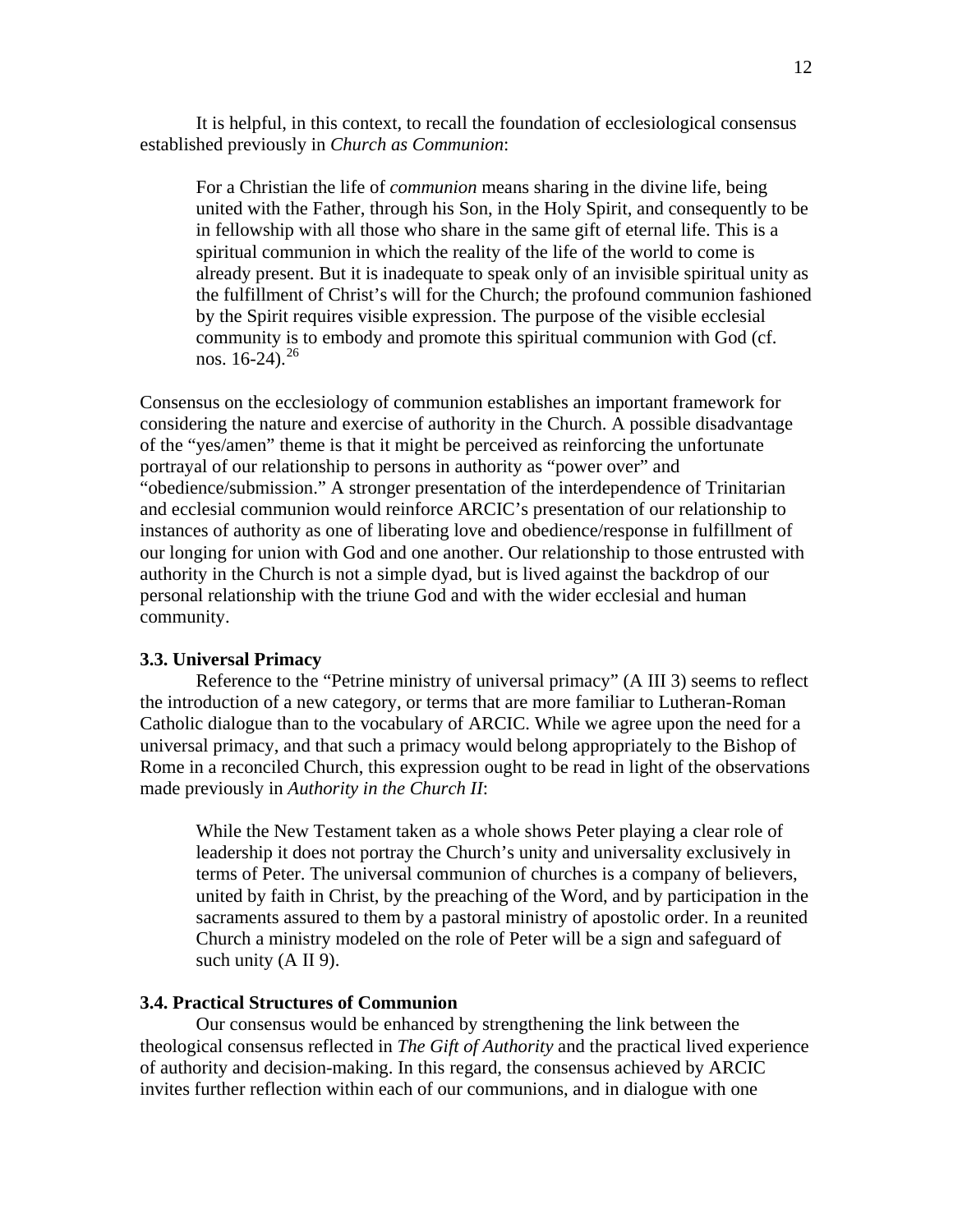It is helpful, in this context, to recall the foundation of ecclesiological consensus established previously in *Church as Communion*:

> For a Christian the life of *communion* means sharing in the divine life, being united with the Father, through his Son, in the Holy Spirit, and consequently to be in fellowship with all those who share in the same gift of eternal life. This is a spiritual communion in which the reality of the life of the world to come is already present. But it is inadequate to speak only of an invisible spiritual unity as the fulfillment of Christ's will for the Church; the profound communion fashioned by the Spirit requires visible expression. The purpose of the visible ecclesial community is to embody and promote this spiritual communion with God (cf. nos. 16-24).[26]

Consensus on the ecclesiology of communion establishes an important framework for considering the nature and exercise of authority in the Church. A possible disadvantage of the "yes/amen" theme is that it might be perceived as reinforcing the unfortunate portrayal of our relationship to persons in authority as "power over" and "obedience/submission." A stronger presentation of the interdependence of Trinitarian and ecclesial communion would reinforce ARCIC's presentation of our relationship to instances of authority as one of liberating love and obedience/response in fulfillment of our longing for union with God and one another. Our relationship to those entrusted with authority in the Church is not a simple dyad, but is lived against the backdrop of our personal relationship with the triune God and with the wider ecclesial and human community.

### 3.3. Universal Primacy

Reference to the "Petrine ministry of universal primacy" (A III 3) seems to reflect the introduction of a new category, or terms that are more familiar to Lutheran-Roman Catholic dialogue than to the vocabulary of ARCIC. While we agree upon the need for a universal primacy, and that such a primacy would belong appropriately to the Bishop of Rome in a reconciled Church, this expression ought to be read in light of the observations made previously in *Authority in the Church II*:

> While the New Testament taken as a whole shows Peter playing a clear role of leadership it does not portray the Church's unity and universality exclusively in terms of Peter. The universal communion of churches is a company of believers, united by faith in Christ, by the preaching of the Word, and by participation in the sacraments assured to them by a pastoral ministry of apostolic order. In a reunited Church a ministry modeled on the role of Peter will be a sign and safeguard of such unity (A II 9).

### 3.4. Practical Structures of Communion

Our consensus would be enhanced by strengthening the link between the theological consensus reflected in *The Gift of Authority* and the practical lived experience of authority and decision-making. In this regard, the consensus achieved by ARCIC invites further reflection within each of our communions, and in dialogue with one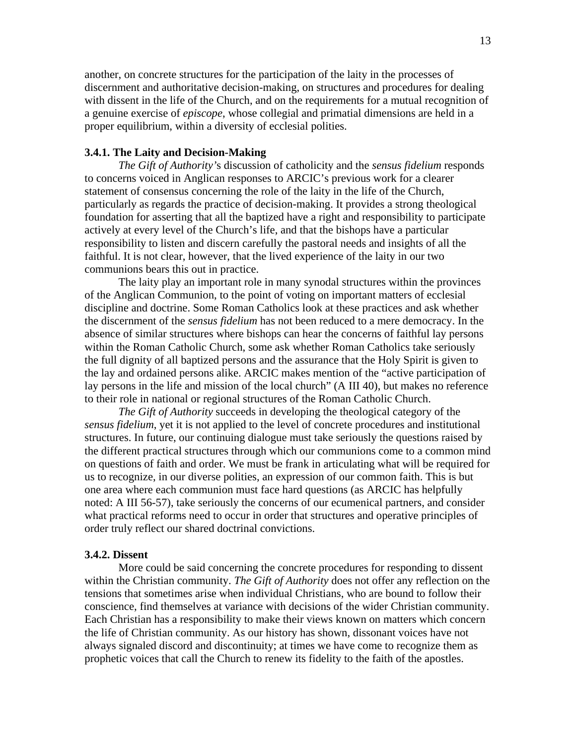another, on concrete structures for the participation of the laity in the processes of discernment and authoritative decision-making, on structures and procedures for dealing with dissent in the life of the Church, and on the requirements for a mutual recognition of a genuine exercise of *episcope*, whose collegial and primatial dimensions are held in a proper equilibrium, within a diversity of ecclesial polities.

### 3.4.1. The Laity and Decision-Making

*The Gift of Authority*'s discussion of catholicity and the *sensus fidelium* responds to concerns voiced in Anglican responses to ARCIC's previous work for a clearer statement of consensus concerning the role of the laity in the life of the Church, particularly as regards the practice of decision-making. It provides a strong theological foundation for asserting that all the baptized have a right and responsibility to participate actively at every level of the Church's life, and that the bishops have a particular responsibility to listen and discern carefully the pastoral needs and insights of all the faithful. It is not clear, however, that the lived experience of the laity in our two communions bears this out in practice.

The laity play an important role in many synodal structures within the provinces of the Anglican Communion, to the point of voting on important matters of ecclesial discipline and doctrine. Some Roman Catholics look at these practices and ask whether the discernment of the *sensus fidelium* has not been reduced to a mere democracy. In the absence of similar structures where bishops can hear the concerns of faithful lay persons within the Roman Catholic Church, some ask whether Roman Catholics take seriously the full dignity of all baptized persons and the assurance that the Holy Spirit is given to the lay and ordained persons alike. ARCIC makes mention of the "active participation of lay persons in the life and mission of the local church" (A III 40), but makes no reference to their role in national or regional structures of the Roman Catholic Church.

*The Gift of Authority* succeeds in developing the theological category of the *sensus fidelium*, yet it is not applied to the level of concrete procedures and institutional structures. In future, our continuing dialogue must take seriously the questions raised by the different practical structures through which our communions come to a common mind on questions of faith and order. We must be frank in articulating what will be required for us to recognize, in our diverse polities, an expression of our common faith. This is but one area where each communion must face hard questions (as ARCIC has helpfully noted: A III 56-57), take seriously the concerns of our ecumenical partners, and consider what practical reforms need to occur in order that structures and operative principles of order truly reflect our shared doctrinal convictions.

### 3.4.2. Dissent

More could be said concerning the concrete procedures for responding to dissent within the Christian community. *The Gift of Authority* does not offer any reflection on the tensions that sometimes arise when individual Christians, who are bound to follow their conscience, find themselves at variance with decisions of the wider Christian community. Each Christian has a responsibility to make their views known on matters which concern the life of Christian community. As our history has shown, dissonant voices have not always signaled discord and discontinuity; at times we have come to recognize them as prophetic voices that call the Church to renew its fidelity to the faith of the apostles.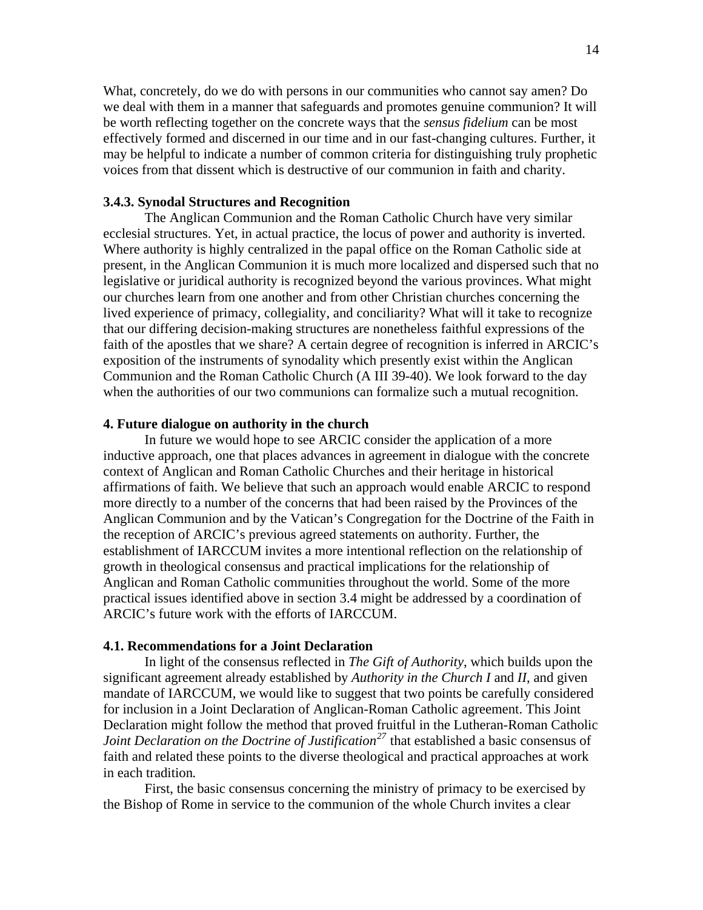What, concretely, do we do with persons in our communities who cannot say amen? Do we deal with them in a manner that safeguards and promotes genuine communion? It will be worth reflecting together on the concrete ways that the *sensus fidelium* can be most effectively formed and discerned in our time and in our fast-changing cultures. Further, it may be helpful to indicate a number of common criteria for distinguishing truly prophetic voices from that dissent which is destructive of our communion in faith and charity.

### 3.4.3. Synodal Structures and Recognition

The Anglican Communion and the Roman Catholic Church have very similar ecclesial structures. Yet, in actual practice, the locus of power and authority is inverted. Where authority is highly centralized in the papal office on the Roman Catholic side at present, in the Anglican Communion it is much more localized and dispersed such that no legislative or juridical authority is recognized beyond the various provinces. What might our churches learn from one another and from other Christian churches concerning the lived experience of primacy, collegiality, and conciliarity? What will it take to recognize that our differing decision-making structures are nonetheless faithful expressions of the faith of the apostles that we share? A certain degree of recognition is inferred in ARCIC's exposition of the instruments of synodality which presently exist within the Anglican Communion and the Roman Catholic Church (A III 39-40). We look forward to the day when the authorities of our two communions can formalize such a mutual recognition.

## 4. Future dialogue on authority in the church

In future we would hope to see ARCIC consider the application of a more inductive approach, one that places advances in agreement in dialogue with the concrete context of Anglican and Roman Catholic Churches and their heritage in historical affirmations of faith. We believe that such an approach would enable ARCIC to respond more directly to a number of the concerns that had been raised by the Provinces of the Anglican Communion and by the Vatican's Congregation for the Doctrine of the Faith in the reception of ARCIC's previous agreed statements on authority. Further, the establishment of IARCCUM invites a more intentional reflection on the relationship of growth in theological consensus and practical implications for the relationship of Anglican and Roman Catholic communities throughout the world. Some of the more practical issues identified above in section 3.4 might be addressed by a coordination of ARCIC's future work with the efforts of IARCCUM.

### 4.1. Recommendations for a Joint Declaration

In light of the consensus reflected in *The Gift of Authority*, which builds upon the significant agreement already established by *Authority in the Church I* and *II*, and given mandate of IARCCUM, we would like to suggest that two points be carefully considered for inclusion in a Joint Declaration of Anglican-Roman Catholic agreement. This Joint Declaration might follow the method that proved fruitful in the Lutheran-Roman Catholic *Joint Declaration on the Doctrine of Justification*[27] that established a basic consensus of faith and related these points to the diverse theological and practical approaches at work in each tradition.

First, the basic consensus concerning the ministry of primacy to be exercised by the Bishop of Rome in service to the communion of the whole Church invites a clear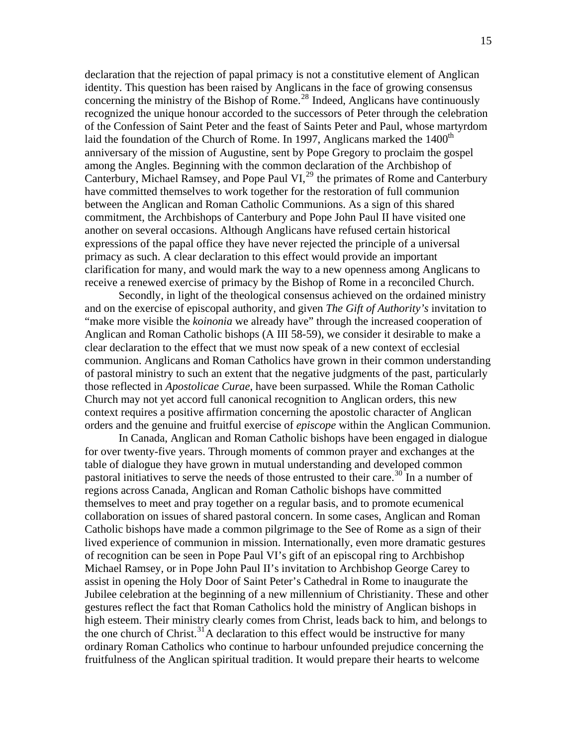declaration that the rejection of papal primacy is not a constitutive element of Anglican identity. This question has been raised by Anglicans in the face of growing consensus concerning the ministry of the Bishop of Rome.[28] Indeed, Anglicans have continuously recognized the unique honour accorded to the successors of Peter through the celebration of the Confession of Saint Peter and the feast of Saints Peter and Paul, whose martyrdom laid the foundation of the Church of Rome. In 1997, Anglicans marked the 1400th anniversary of the mission of Augustine, sent by Pope Gregory to proclaim the gospel among the Angles. Beginning with the common declaration of the Archbishop of Canterbury, Michael Ramsey, and Pope Paul VI,[29] the primates of Rome and Canterbury have committed themselves to work together for the restoration of full communion between the Anglican and Roman Catholic Communions. As a sign of this shared commitment, the Archbishops of Canterbury and Pope John Paul II have visited one another on several occasions. Although Anglicans have refused certain historical expressions of the papal office they have never rejected the principle of a universal primacy as such. A clear declaration to this effect would provide an important clarification for many, and would mark the way to a new openness among Anglicans to receive a renewed exercise of primacy by the Bishop of Rome in a reconciled Church.

Secondly, in light of the theological consensus achieved on the ordained ministry and on the exercise of episcopal authority, and given *The Gift of Authority's* invitation to "make more visible the *koinonia* we already have" through the increased cooperation of Anglican and Roman Catholic bishops (A III 58-59), we consider it desirable to make a clear declaration to the effect that we must now speak of a new context of ecclesial communion. Anglicans and Roman Catholics have grown in their common understanding of pastoral ministry to such an extent that the negative judgments of the past, particularly those reflected in *Apostolicae Curae*, have been surpassed. While the Roman Catholic Church may not yet accord full canonical recognition to Anglican orders, this new context requires a positive affirmation concerning the apostolic character of Anglican orders and the genuine and fruitful exercise of *episcope* within the Anglican Communion.

In Canada, Anglican and Roman Catholic bishops have been engaged in dialogue for over twenty-five years. Through moments of common prayer and exchanges at the table of dialogue they have grown in mutual understanding and developed common pastoral initiatives to serve the needs of those entrusted to their care.[30] In a number of regions across Canada, Anglican and Roman Catholic bishops have committed themselves to meet and pray together on a regular basis, and to promote ecumenical collaboration on issues of shared pastoral concern. In some cases, Anglican and Roman Catholic bishops have made a common pilgrimage to the See of Rome as a sign of their lived experience of communion in mission. Internationally, even more dramatic gestures of recognition can be seen in Pope Paul VI's gift of an episcopal ring to Archbishop Michael Ramsey, or in Pope John Paul II's invitation to Archbishop George Carey to assist in opening the Holy Door of Saint Peter's Cathedral in Rome to inaugurate the Jubilee celebration at the beginning of a new millennium of Christianity. These and other gestures reflect the fact that Roman Catholics hold the ministry of Anglican bishops in high esteem. Their ministry clearly comes from Christ, leads back to him, and belongs to the one church of Christ.[31] A declaration to this effect would be instructive for many ordinary Roman Catholics who continue to harbour unfounded prejudice concerning the fruitfulness of the Anglican spiritual tradition. It would prepare their hearts to welcome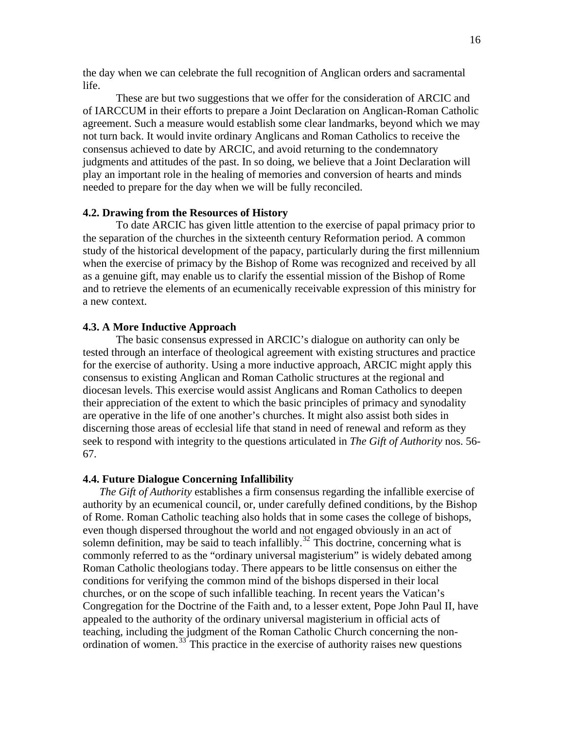the day when we can celebrate the full recognition of Anglican orders and sacramental life.

These are but two suggestions that we offer for the consideration of ARCIC and of IARCCUM in their efforts to prepare a Joint Declaration on Anglican-Roman Catholic agreement. Such a measure would establish some clear landmarks, beyond which we may not turn back. It would invite ordinary Anglicans and Roman Catholics to receive the consensus achieved to date by ARCIC, and avoid returning to the condemnatory judgments and attitudes of the past. In so doing, we believe that a Joint Declaration will play an important role in the healing of memories and conversion of hearts and minds needed to prepare for the day when we will be fully reconciled.

**4.2. Drawing from the Resources of History**

To date ARCIC has given little attention to the exercise of papal primacy prior to the separation of the churches in the sixteenth century Reformation period. A common study of the historical development of the papacy, particularly during the first millennium when the exercise of primacy by the Bishop of Rome was recognized and received by all as a genuine gift, may enable us to clarify the essential mission of the Bishop of Rome and to retrieve the elements of an ecumenically receivable expression of this ministry for a new context.

**4.3. A More Inductive Approach**

The basic consensus expressed in ARCIC's dialogue on authority can only be tested through an interface of theological agreement with existing structures and practice for the exercise of authority. Using a more inductive approach, ARCIC might apply this consensus to existing Anglican and Roman Catholic structures at the regional and diocesan levels. This exercise would assist Anglicans and Roman Catholics to deepen their appreciation of the extent to which the basic principles of primacy and synodality are operative in the life of one another's churches. It might also assist both sides in discerning those areas of ecclesial life that stand in need of renewal and reform as they seek to respond with integrity to the questions articulated in *The Gift of Authority* nos. 56-67.

**4.4. Future Dialogue Concerning Infallibility**

*The Gift of Authority* establishes a firm consensus regarding the infallible exercise of authority by an ecumenical council, or, under carefully defined conditions, by the Bishop of Rome. Roman Catholic teaching also holds that in some cases the college of bishops, even though dispersed throughout the world and not engaged obviously in an act of solemn definition, may be said to teach infallibly.[32] This doctrine, concerning what is commonly referred to as the "ordinary universal magisterium" is widely debated among Roman Catholic theologians today. There appears to be little consensus on either the conditions for verifying the common mind of the bishops dispersed in their local churches, or on the scope of such infallible teaching. In recent years the Vatican's Congregation for the Doctrine of the Faith and, to a lesser extent, Pope John Paul II, have appealed to the authority of the ordinary universal magisterium in official acts of teaching, including the judgment of the Roman Catholic Church concerning the non-ordination of women.[33] This practice in the exercise of authority raises new questions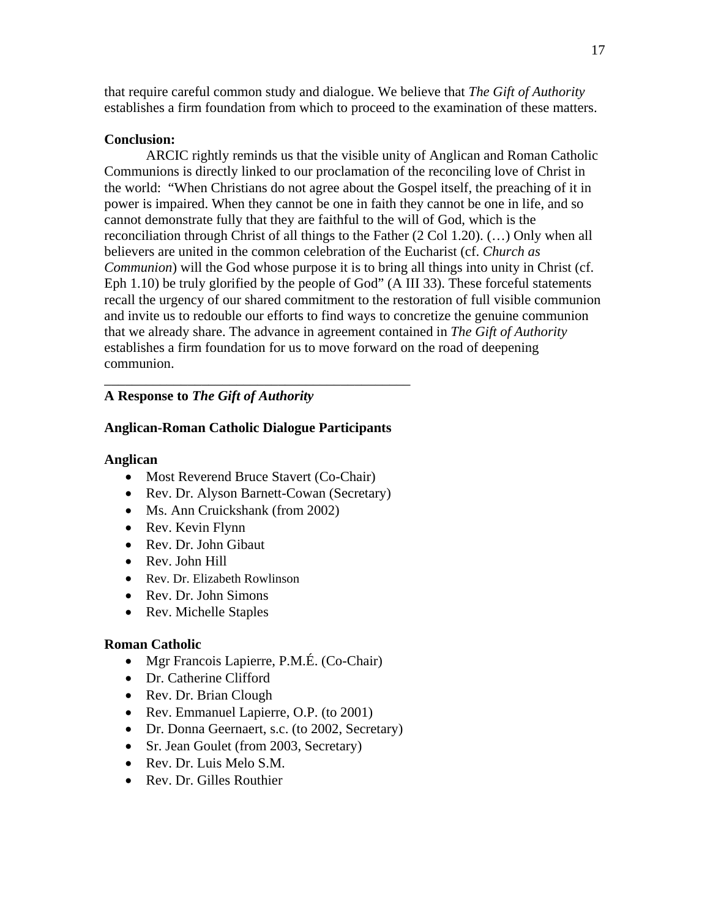that require careful common study and dialogue. We believe that *The Gift of Authority* establishes a firm foundation from which to proceed to the examination of these matters.

**Conclusion:**

ARCIC rightly reminds us that the visible unity of Anglican and Roman Catholic Communions is directly linked to our proclamation of the reconciling love of Christ in the world: "When Christians do not agree about the Gospel itself, the preaching of it in power is impaired. When they cannot be one in faith they cannot be one in life, and so cannot demonstrate fully that they are faithful to the will of God, which is the reconciliation through Christ of all things to the Father (2 Col 1.20). (…) Only when all believers are united in the common celebration of the Eucharist (cf. *Church as Communion*) will the God whose purpose it is to bring all things into unity in Christ (cf. Eph 1.10) be truly glorified by the people of God" (A III 33). These forceful statements recall the urgency of our shared commitment to the restoration of full visible communion and invite us to redouble our efforts to find ways to concretize the genuine communion that we already share. The advance in agreement contained in *The Gift of Authority* establishes a firm foundation for us to move forward on the road of deepening communion.

---

**A Response to *The Gift of Authority***

**Anglican-Roman Catholic Dialogue Participants**

**Anglican**

- Most Reverend Bruce Stavert (Co-Chair)
- Rev. Dr. Alyson Barnett-Cowan (Secretary)
- Ms. Ann Cruickshank (from 2002)
- Rev. Kevin Flynn
- Rev. Dr. John Gibaut
- Rev. John Hill
- Rev. Dr. Elizabeth Rowlinson
- Rev. Dr. John Simons
- Rev. Michelle Staples

**Roman Catholic**

- Mgr Francois Lapierre, P.M.É. (Co-Chair)
- Dr. Catherine Clifford
- Rev. Dr. Brian Clough
- Rev. Emmanuel Lapierre, O.P. (to 2001)
- Dr. Donna Geernaert, s.c. (to 2002, Secretary)
- Sr. Jean Goulet (from 2003, Secretary)
- Rev. Dr. Luis Melo S.M.
- Rev. Dr. Gilles Routhier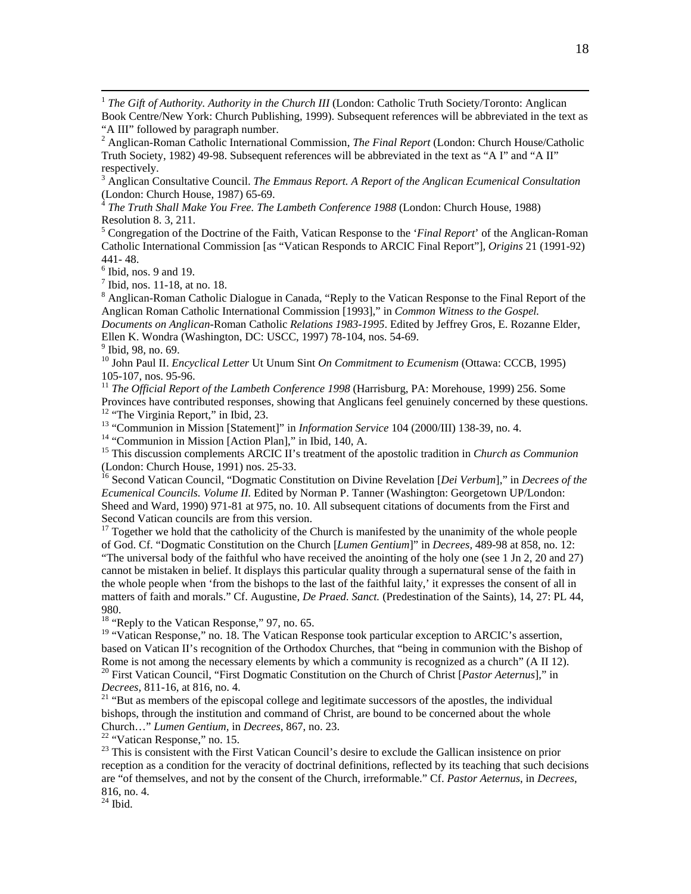[1] *The Gift of Authority. Authority in the Church III* (London: Catholic Truth Society/Toronto: Anglican Book Centre/New York: Church Publishing, 1999). Subsequent references will be abbreviated in the text as "A III" followed by paragraph number.

[2] Anglican-Roman Catholic International Commission, *The Final Report* (London: Church House/Catholic Truth Society, 1982) 49-98. Subsequent references will be abbreviated in the text as "A I" and "A II" respectively.

[3] Anglican Consultative Council. *The Emmaus Report. A Report of the Anglican Ecumenical Consultation* (London: Church House, 1987) 65-69.

[4] *The Truth Shall Make You Free. The Lambeth Conference 1988* (London: Church House, 1988) Resolution 8. 3, 211.

[5] Congregation of the Doctrine of the Faith, Vatican Response to the '*Final Report*' of the Anglican-Roman Catholic International Commission [as "Vatican Responds to ARCIC Final Report"], *Origins* 21 (1991-92) 441- 48.

[6] Ibid, nos. 9 and 19.

[7] Ibid, nos. 11-18, at no. 18.

[8] Anglican-Roman Catholic Dialogue in Canada, "Reply to the Vatican Response to the Final Report of the Anglican Roman Catholic International Commission [1993]," in *Common Witness to the Gospel. Documents on Anglican*-Roman Catholic *Relations 1983-1995*. Edited by Jeffrey Gros, E. Rozanne Elder, Ellen K. Wondra (Washington, DC: USCC, 1997) 78-104, nos. 54-69.

[9] Ibid, 98, no. 69.

[10] John Paul II. *Encyclical Letter* Ut Unum Sint *On Commitment to Ecumenism* (Ottawa: CCCB, 1995) 105-107, nos. 95-96.

[11] *The Official Report of the Lambeth Conference 1998* (Harrisburg, PA: Morehouse, 1999) 256. Some Provinces have contributed responses, showing that Anglicans feel genuinely concerned by these questions.

[12] "The Virginia Report," in Ibid, 23.

[13] "Communion in Mission [Statement]" in *Information Service* 104 (2000/III) 138-39, no. 4.

[14] "Communion in Mission [Action Plan]," in Ibid, 140, A.

[15] This discussion complements ARCIC II's treatment of the apostolic tradition in *Church as Communion* (London: Church House, 1991) nos. 25-33.

[16] Second Vatican Council, "Dogmatic Constitution on Divine Revelation [*Dei Verbum*]," in *Decrees of the Ecumenical Councils. Volume II.* Edited by Norman P. Tanner (Washington: Georgetown UP/London: Sheed and Ward, 1990) 971-81 at 975, no. 10. All subsequent citations of documents from the First and Second Vatican councils are from this version.

[17] Together we hold that the catholicity of the Church is manifested by the unanimity of the whole people of God. Cf. "Dogmatic Constitution on the Church [*Lumen Gentium*]" in *Decrees,* 489-98 at 858, no. 12: "The universal body of the faithful who have received the anointing of the holy one (see 1 Jn 2, 20 and 27) cannot be mistaken in belief. It displays this particular quality through a supernatural sense of the faith in the whole people when 'from the bishops to the last of the faithful laity,' it expresses the consent of all in matters of faith and morals." Cf. Augustine, *De Praed. Sanct.* (Predestination of the Saints), 14, 27: PL 44, 980.

[18] "Reply to the Vatican Response," 97, no. 65.

[19] "Vatican Response," no. 18. The Vatican Response took particular exception to ARCIC's assertion, based on Vatican II's recognition of the Orthodox Churches, that "being in communion with the Bishop of Rome is not among the necessary elements by which a community is recognized as a church" (A II 12).

[20] First Vatican Council, "First Dogmatic Constitution on the Church of Christ [*Pastor Aeternus*]," in *Decrees*, 811-16, at 816, no. 4.

[21] "But as members of the episcopal college and legitimate successors of the apostles, the individual bishops, through the institution and command of Christ, are bound to be concerned about the whole Church…" *Lumen Gentium,* in *Decrees*, 867, no. 23.

[22] "Vatican Response," no. 15.

[23] This is consistent with the First Vatican Council's desire to exclude the Gallican insistence on prior reception as a condition for the veracity of doctrinal definitions, reflected by its teaching that such decisions are "of themselves, and not by the consent of the Church, irreformable." Cf. *Pastor Aeternus*, in *Decrees*, 816, no. 4.

[24] Ibid.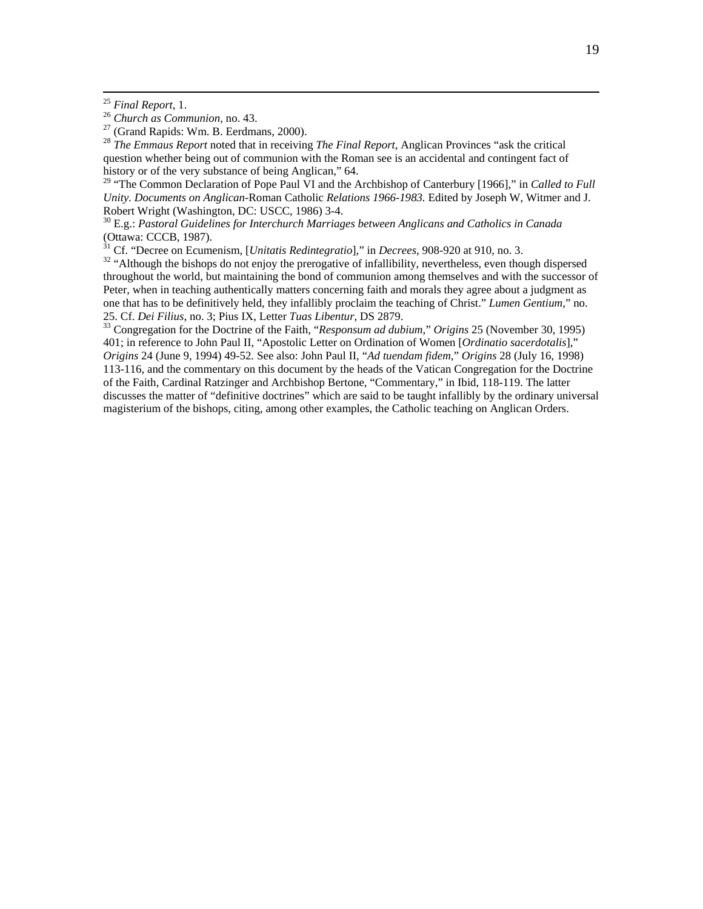[25] *Final Report*, 1.

[26] *Church as Communion,* no. 43.

[27] (Grand Rapids: Wm. B. Eerdmans, 2000).

[28] *The Emmaus Report* noted that in receiving *The Final Report*, Anglican Provinces "ask the critical question whether being out of communion with the Roman see is an accidental and contingent fact of history or of the very substance of being Anglican," 64.

[29] "The Common Declaration of Pope Paul VI and the Archbishop of Canterbury [1966]," in *Called to Full Unity. Documents on Anglican*-Roman Catholic *Relations 1966-1983.* Edited by Joseph W, Witmer and J. Robert Wright (Washington, DC: USCC, 1986) 3-4.

[30] E.g.: *Pastoral Guidelines for Interchurch Marriages between Anglicans and Catholics in Canada* (Ottawa: CCCB, 1987).

[31] Cf. "Decree on Ecumenism, [*Unitatis Redintegratio*]," in *Decrees*, 908-920 at 910, no. 3.

[32] "Although the bishops do not enjoy the prerogative of infallibility, nevertheless, even though dispersed throughout the world, but maintaining the bond of communion among themselves and with the successor of Peter, when in teaching authentically matters concerning faith and morals they agree about a judgment as one that has to be definitively held, they infallibly proclaim the teaching of Christ." *Lumen Gentium,*" no. 25. Cf. *Dei Filius*, no. 3; Pius IX, Letter *Tuas Libentur*, DS 2879.

[33] Congregation for the Doctrine of the Faith, "*Responsum ad dubium*," *Origins* 25 (November 30, 1995) 401; in reference to John Paul II, "Apostolic Letter on Ordination of Women [*Ordinatio sacerdotalis*]," *Origins* 24 (June 9, 1994) 49-52. See also: John Paul II, "*Ad tuendam fidem*," *Origins* 28 (July 16, 1998) 113-116, and the commentary on this document by the heads of the Vatican Congregation for the Doctrine of the Faith, Cardinal Ratzinger and Archbishop Bertone, "Commentary," in Ibid, 118-119. The latter discusses the matter of "definitive doctrines" which are said to be taught infallibly by the ordinary universal magisterium of the bishops, citing, among other examples, the Catholic teaching on Anglican Orders.